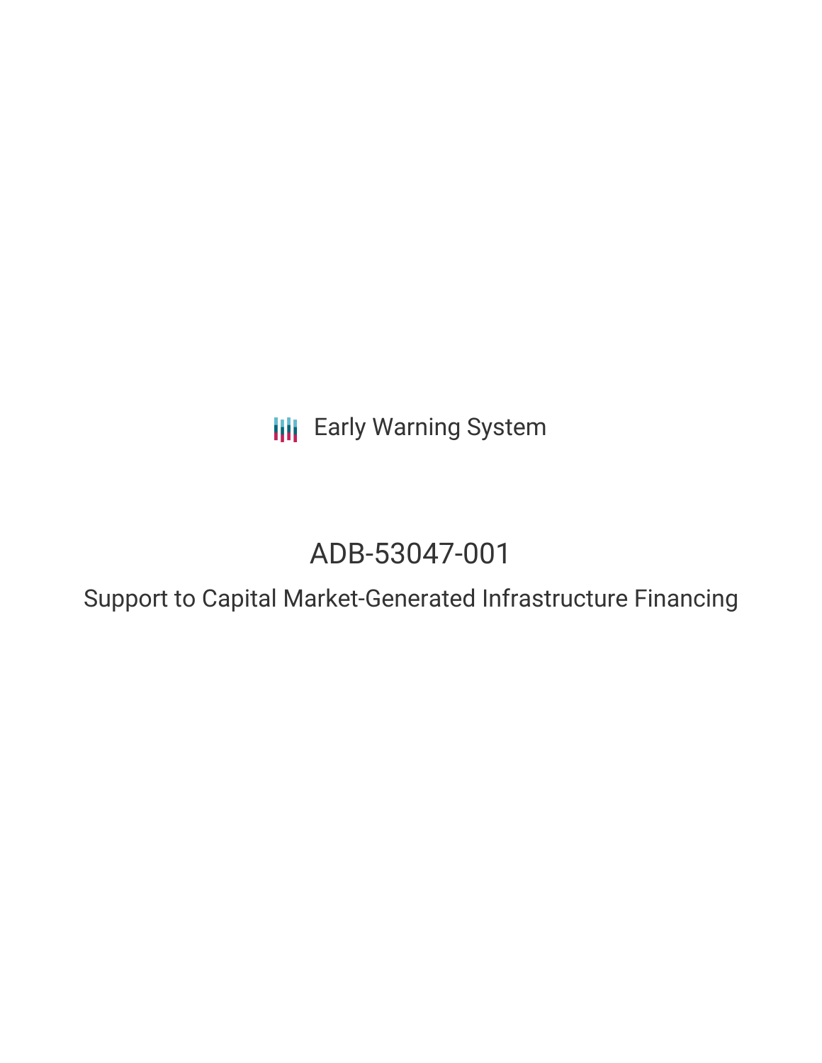Early Warning System

# ADB-53047-001

## Support to Capital Market-Generated Infrastructure Financing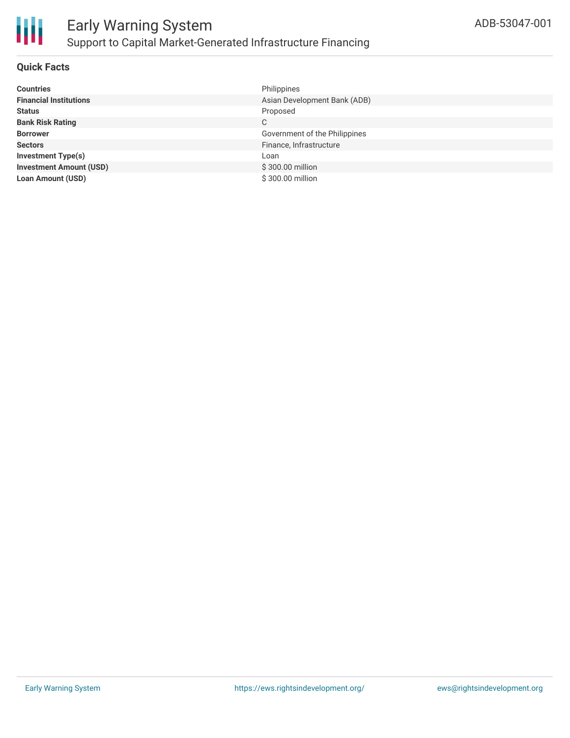# Early Warning System

## Support to Capital Market-Generated Infrastructure Financing

ADB-53047-001

### Quick Facts

| | |
|---|---|
| **Countries** | Philippines |
| **Financial Institutions** | Asian Development Bank (ADB) |
| **Status** | Proposed |
| **Bank Risk Rating** | C |
| **Borrower** | Government of the Philippines |
| **Sectors** | Finance, Infrastructure |
| **Investment Type(s)** | Loan |
| **Investment Amount (USD)** | $ 300.00 million |
| **Loan Amount (USD)** | $ 300.00 million |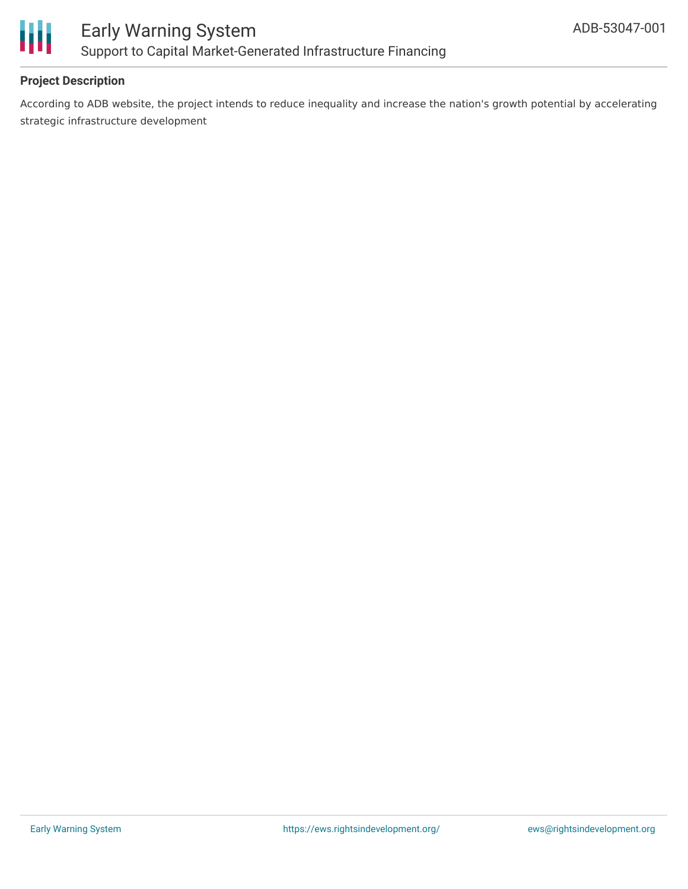**Project Description**

According to ADB website, the project intends to reduce inequality and increase the nation's growth potential by accelerating strategic infrastructure development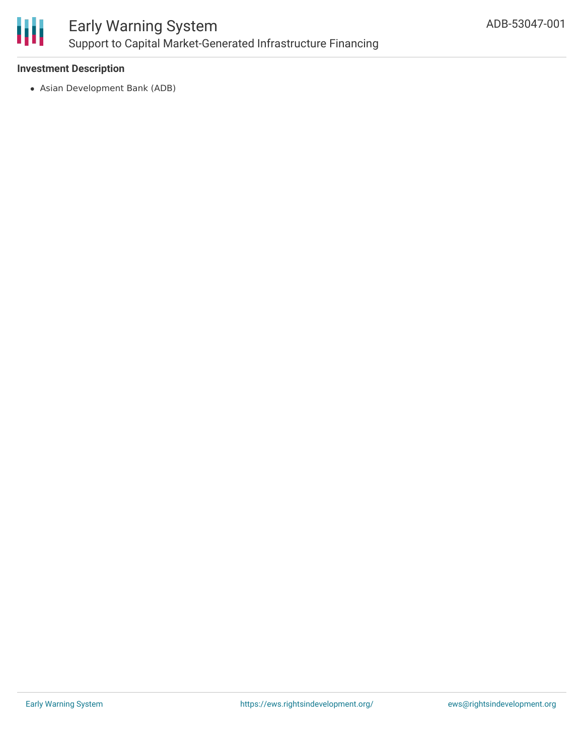### Investment Description

- Asian Development Bank (ADB)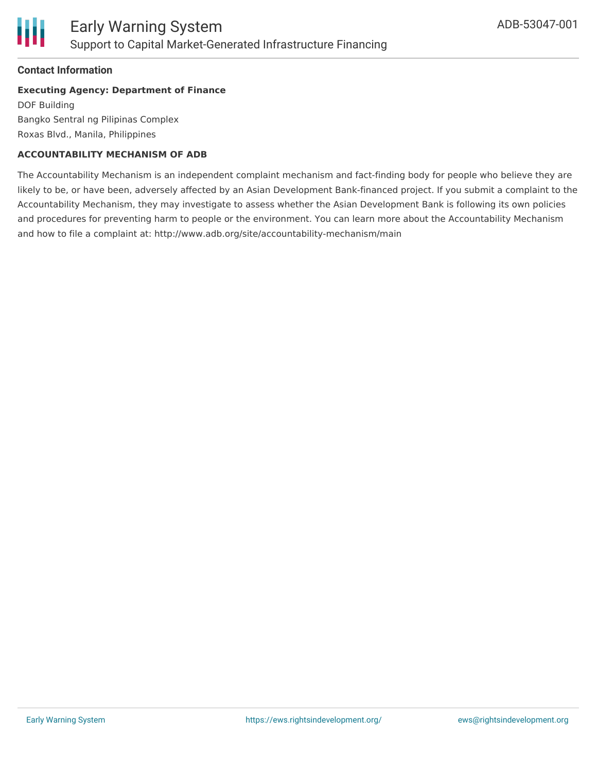#### Contact Information

**Executing Agency: Department of Finance**

DOF Building
Bangko Sentral ng Pilipinas Complex
Roxas Blvd., Manila, Philippines

**ACCOUNTABILITY MECHANISM OF ADB**

The Accountability Mechanism is an independent complaint mechanism and fact-finding body for people who believe they are likely to be, or have been, adversely affected by an Asian Development Bank-financed project. If you submit a complaint to the Accountability Mechanism, they may investigate to assess whether the Asian Development Bank is following its own policies and procedures for preventing harm to people or the environment. You can learn more about the Accountability Mechanism and how to file a complaint at: http://www.adb.org/site/accountability-mechanism/main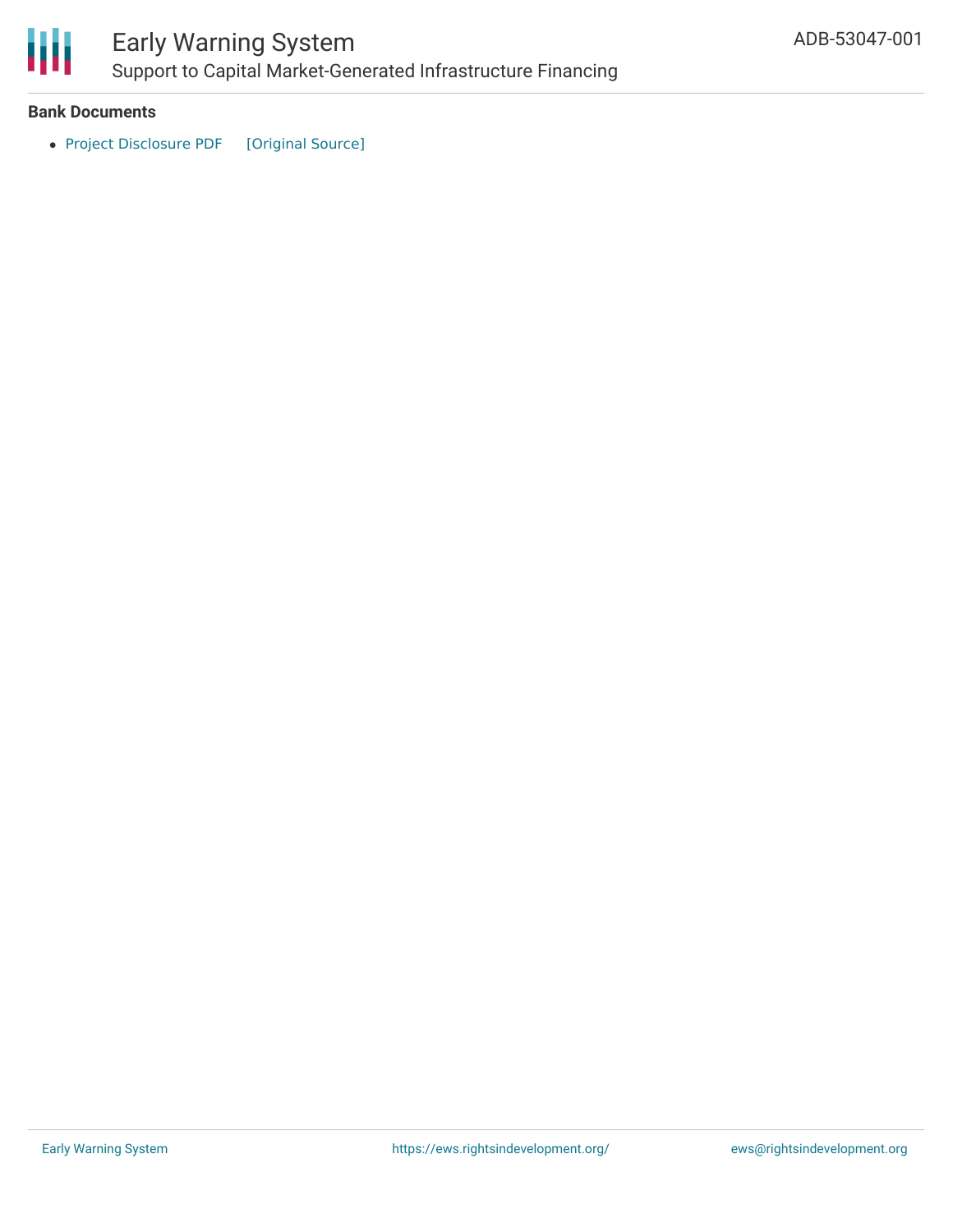**Bank Documents**

- Project Disclosure PDF [Original Source]